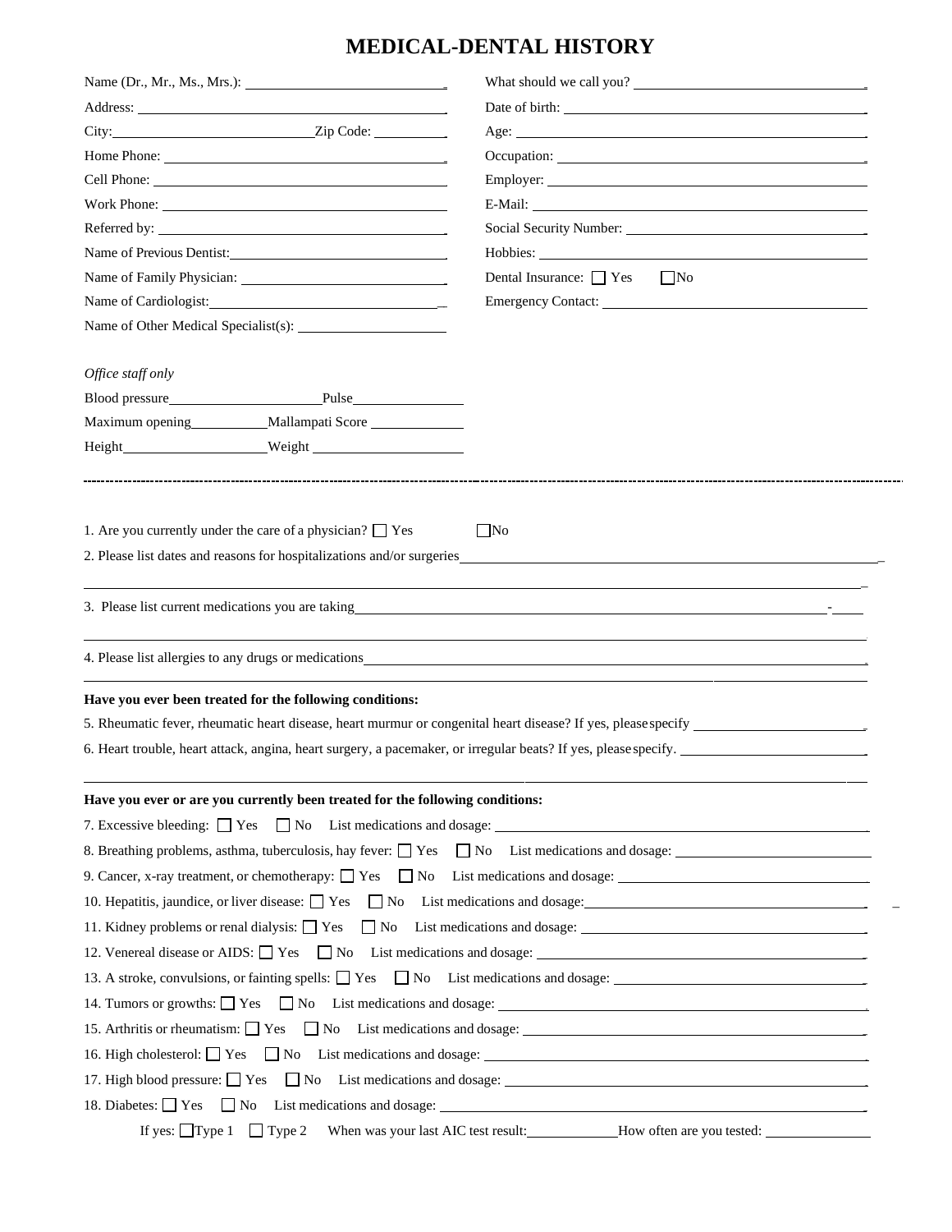# MEDICAL-DENTAL HISTORY

Name (Dr., Mr., Ms., Mrs.): ____________________

Address: ____________________

City: ____________________ Zip Code: __________

Home Phone: ____________________

Cell Phone: ____________________

Work Phone: ____________________

Referred by: ____________________

Name of Previous Dentist: ____________________

Name of Family Physician: ____________________

Name of Cardiologist: ____________________

Name of Other Medical Specialist(s): ____________________

What should we call you? ____________________

Date of birth: ____________________

Age: ____________________

Occupation: ____________________

Employer: ____________________

E-Mail: ____________________

Social Security Number: ____________________

Hobbies: ____________________

Dental Insurance: ☐ Yes ☐ No

Emergency Contact: ____________________

*Office staff only*

Blood pressure ____________ Pulse ____________

Maximum opening ____________ Mallampati Score ____________

Height ____________ Weight ____________

---

1. Are you currently under the care of a physician? ☐ Yes ☐ No
2. Please list dates and reasons for hospitalizations and/or surgeries ____________________
3. Please list current medications you are taking ____________________
4. Please list allergies to any drugs or medications ____________________

**Have you ever been treated for the following conditions:**

5. Rheumatic fever, rheumatic heart disease, heart murmur or congenital heart disease? If yes, please specify ____________________
6. Heart trouble, heart attack, angina, heart surgery, a pacemaker, or irregular beats? If yes, please specify. ____________________

**Have you ever or are you currently been treated for the following conditions:**

7. Excessive bleeding: ☐ Yes ☐ No List medications and dosage: ____________________
8. Breathing problems, asthma, tuberculosis, hay fever: ☐ Yes ☐ No List medications and dosage: ____________________
9. Cancer, x-ray treatment, or chemotherapy: ☐ Yes ☐ No List medications and dosage: ____________________
10. Hepatitis, jaundice, or liver disease: ☐ Yes ☐ No List medications and dosage: ____________________
11. Kidney problems or renal dialysis: ☐ Yes ☐ No List medications and dosage: ____________________
12. Venereal disease or AIDS: ☐ Yes ☐ No List medications and dosage: ____________________
13. A stroke, convulsions, or fainting spells: ☐ Yes ☐ No List medications and dosage: ____________________
14. Tumors or growths: ☐ Yes ☐ No List medications and dosage: ____________________
15. Arthritis or rheumatism: ☐ Yes ☐ No List medications and dosage: ____________________
16. High cholesterol: ☐ Yes ☐ No List medications and dosage: ____________________
17. High blood pressure: ☐ Yes ☐ No List medications and dosage: ____________________
18. Diabetes: ☐ Yes ☐ No List medications and dosage: ____________________

    If yes: ☐ Type 1 ☐ Type 2 When was your last AIC test result: ____________ How often are you tested: ____________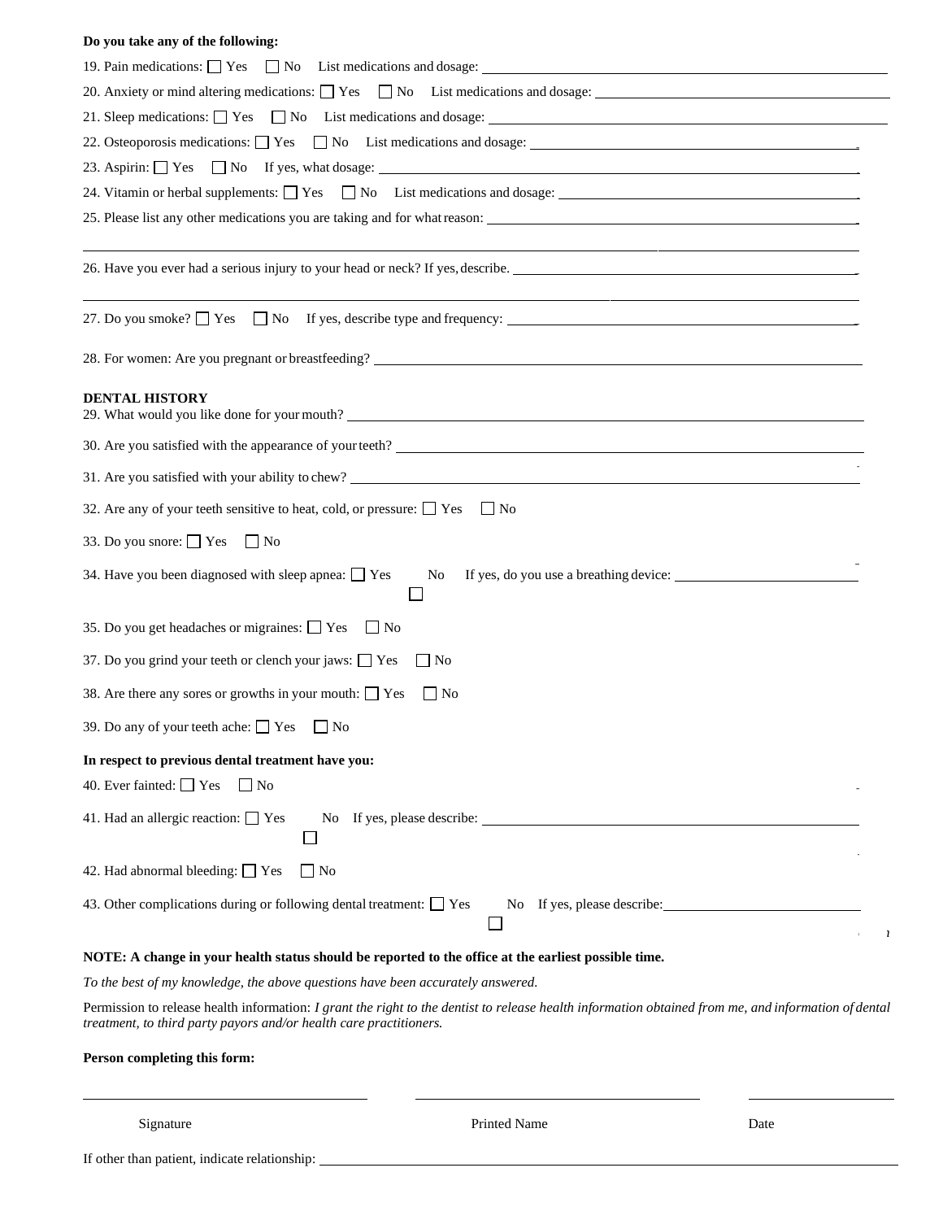**Do you take any of the following:**

19. Pain medications: ☐ Yes ☐ No List medications and dosage: \_\_\_\_\_\_\_\_\_\_\_\_\_\_\_\_\_\_\_\_\_\_\_\_\_\_\_\_\_\_\_\_

20. Anxiety or mind altering medications: ☐ Yes ☐ No List medications and dosage: \_\_\_\_\_\_\_\_\_\_\_\_\_\_\_\_\_\_\_\_\_\_\_\_\_\_\_\_\_\_\_\_

21. Sleep medications: ☐ Yes ☐ No List medications and dosage: \_\_\_\_\_\_\_\_\_\_\_\_\_\_\_\_\_\_\_\_\_\_\_\_\_\_\_\_\_\_\_\_

22. Osteoporosis medications: ☐ Yes ☐ No List medications and dosage: \_\_\_\_\_\_\_\_\_\_\_\_\_\_\_\_\_\_\_\_\_\_\_\_\_\_\_\_\_\_\_\_

23. Aspirin: ☐ Yes ☐ No If yes, what dosage: \_\_\_\_\_\_\_\_\_\_\_\_\_\_\_\_\_\_\_\_\_\_\_\_\_\_\_\_\_\_\_\_

24. Vitamin or herbal supplements: ☐ Yes ☐ No List medications and dosage: \_\_\_\_\_\_\_\_\_\_\_\_\_\_\_\_\_\_\_\_\_\_\_\_\_\_\_\_\_\_\_\_

25. Please list any other medications you are taking and for what reason: \_\_\_\_\_\_\_\_\_\_\_\_\_\_\_\_\_\_\_\_\_\_\_\_\_\_\_\_\_\_\_\_

\_\_\_\_\_\_\_\_\_\_\_\_\_\_\_\_\_\_\_\_\_\_\_\_\_\_\_\_\_\_\_\_\_\_\_\_\_\_\_\_\_\_\_\_\_\_\_\_\_\_\_\_\_\_\_\_\_\_\_\_\_\_\_\_\_\_\_\_\_\_\_\_\_\_\_\_\_\_

26. Have you ever had a serious injury to your head or neck? If yes, describe. \_\_\_\_\_\_\_\_\_\_\_\_\_\_\_\_\_\_\_\_\_\_\_\_\_\_\_\_\_\_\_\_

\_\_\_\_\_\_\_\_\_\_\_\_\_\_\_\_\_\_\_\_\_\_\_\_\_\_\_\_\_\_\_\_\_\_\_\_\_\_\_\_\_\_\_\_\_\_\_\_\_\_\_\_\_\_\_\_\_\_\_\_\_\_\_\_\_\_\_\_\_\_\_\_\_\_\_\_\_\_

27. Do you smoke? ☐ Yes ☐ No If yes, describe type and frequency: \_\_\_\_\_\_\_\_\_\_\_\_\_\_\_\_\_\_\_\_\_\_\_\_\_\_\_\_\_\_\_\_

28. For women: Are you pregnant or breastfeeding? \_\_\_\_\_\_\_\_\_\_\_\_\_\_\_\_\_\_\_\_\_\_\_\_\_\_\_\_\_\_\_\_

**DENTAL HISTORY**

29. What would you like done for your mouth? \_\_\_\_\_\_\_\_\_\_\_\_\_\_\_\_\_\_\_\_\_\_\_\_\_\_\_\_\_\_\_\_

30. Are you satisfied with the appearance of your teeth? \_\_\_\_\_\_\_\_\_\_\_\_\_\_\_\_\_\_\_\_\_\_\_\_\_\_\_\_\_\_\_\_

31. Are you satisfied with your ability to chew? \_\_\_\_\_\_\_\_\_\_\_\_\_\_\_\_\_\_\_\_\_\_\_\_\_\_\_\_\_\_\_\_

32. Are any of your teeth sensitive to heat, cold, or pressure: ☐ Yes ☐ No

33. Do you snore: ☐ Yes ☐ No

34. Have you been diagnosed with sleep apnea: ☐ Yes ☐ No If yes, do you use a breathing device: \_\_\_\_\_\_\_\_\_\_\_\_\_\_\_\_\_\_\_\_\_\_\_\_\_\_\_\_\_\_\_\_

35. Do you get headaches or migraines: ☐ Yes ☐ No

37. Do you grind your teeth or clench your jaws: ☐ Yes ☐ No

38. Are there any sores or growths in your mouth: ☐ Yes ☐ No

39. Do any of your teeth ache: ☐ Yes ☐ No

**In respect to previous dental treatment have you:**

40. Ever fainted: ☐ Yes ☐ No

41. Had an allergic reaction: ☐ Yes ☐ No If yes, please describe: \_\_\_\_\_\_\_\_\_\_\_\_\_\_\_\_\_\_\_\_\_\_\_\_\_\_\_\_\_\_\_\_

42. Had abnormal bleeding: ☐ Yes ☐ No

43. Other complications during or following dental treatment: ☐ Yes ☐ No If yes, please describe: \_\_\_\_\_\_\_\_\_\_\_\_\_\_\_\_\_\_\_\_\_\_\_\_\_\_\_\_\_\_\_\_

**NOTE: A change in your health status should be reported to the office at the earliest possible time.**

*To the best of my knowledge, the above questions have been accurately answered.*

Permission to release health information: *I grant the right to the dentist to release health information obtained from me, and information of dental treatment, to third party payors and/or health care practitioners.*

**Person completing this form:**

\_\_\_\_\_\_\_\_\_\_\_\_\_\_\_\_\_\_\_\_\_\_\_\_ \_\_\_\_\_\_\_\_\_\_\_\_\_\_\_\_\_\_\_\_\_\_\_\_ \_\_\_\_\_\_\_\_\_\_\_\_

Signature Printed Name Date

If other than patient, indicate relationship: \_\_\_\_\_\_\_\_\_\_\_\_\_\_\_\_\_\_\_\_\_\_\_\_\_\_\_\_\_\_\_\_